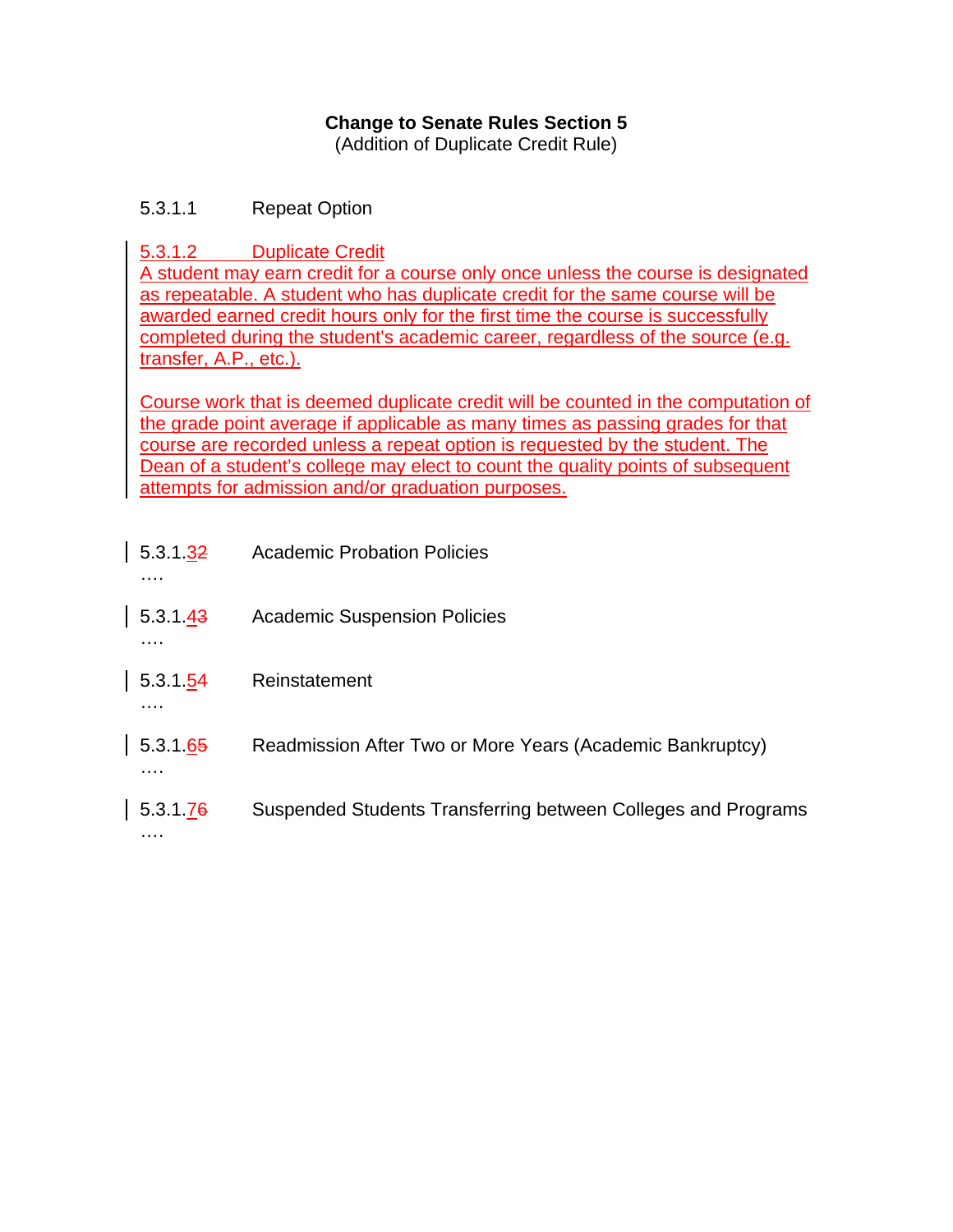**Change to Senate Rules Section 5**
(Addition of Duplicate Credit Rule)

5.3.1.1 Repeat Option

5.3.1.2 Duplicate Credit

A student may earn credit for a course only once unless the course is designated as repeatable. A student who has duplicate credit for the same course will be awarded earned credit hours only for the first time the course is successfully completed during the student's academic career, regardless of the source (e.g. transfer, A.P., etc.).

Course work that is deemed duplicate credit will be counted in the computation of the grade point average if applicable as many times as passing grades for that course are recorded unless a repeat option is requested by the student. The Dean of a student's college may elect to count the quality points of subsequent attempts for admission and/or graduation purposes.

5.3.1.3 ~~2~~ Academic Probation Policies

….

5.3.1.4 ~~3~~ Academic Suspension Policies

….

5.3.1.5 ~~4~~ Reinstatement

….

5.3.1.6 ~~5~~ Readmission After Two or More Years (Academic Bankruptcy)

….

5.3.1.7 ~~6~~ Suspended Students Transferring between Colleges and Programs

….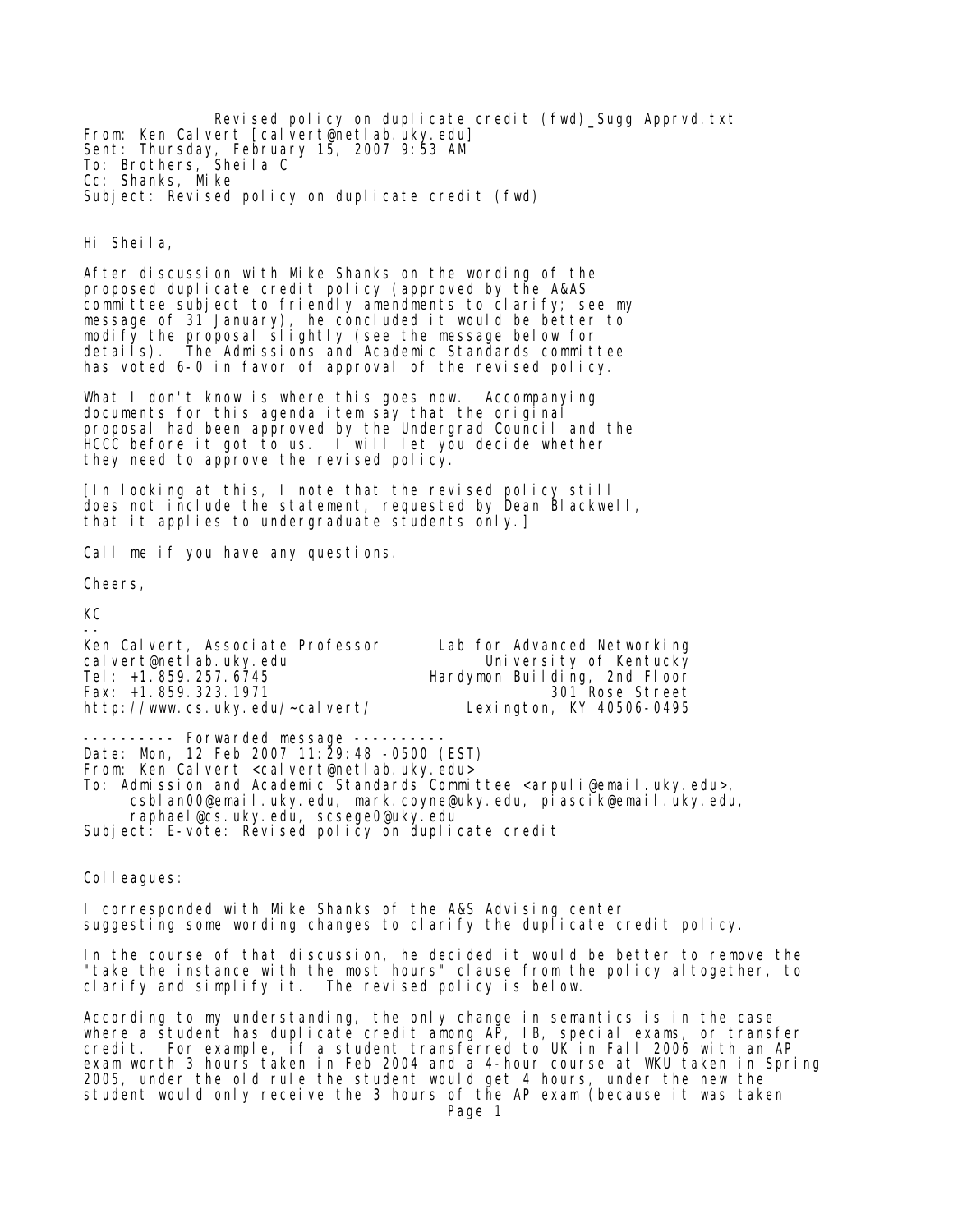Revised policy on duplicate credit (fwd)_Sugg Apprvd.txt

From: Ken Calvert [calvert@netlab.uky.edu]
Sent: Thursday, February 15, 2007 9:53 AM
To: Brothers, Sheila C
Cc: Shanks, Mike
Subject: Revised policy on duplicate credit (fwd)

Hi Sheila,

After discussion with Mike Shanks on the wording of the proposed duplicate credit policy (approved by the A&AS committee subject to friendly amendments to clarify; see my message of 31 January), he concluded it would be better to modify the proposal slightly (see the message below for details). The Admissions and Academic Standards committee has voted 6-0 in favor of approval of the revised policy.

What I don't know is where this goes now. Accompanying documents for this agenda item say that the original proposal had been approved by the Undergrad Council and the HCCC before it got to us. I will let you decide whether they need to approve the revised policy.

[In looking at this, I note that the revised policy still does not include the statement, requested by Dean Blackwell, that it applies to undergraduate students only.]

Call me if you have any questions.

Cheers,

KC

--
Ken Calvert, Associate Professor
calvert@netlab.uky.edu
Tel: +1.859.257.6745
Fax: +1.859.323.1971
http://www.cs.uky.edu/~calvert/

Lab for Advanced Networking
University of Kentucky
Hardymon Building, 2nd Floor
301 Rose Street
Lexington, KY 40506-0495

---------- Forwarded message ----------
Date: Mon, 12 Feb 2007 11:29:48 -0500 (EST)
From: Ken Calvert <calvert@netlab.uky.edu>
To: Admission and Academic Standards Committee <arpuli@email.uky.edu>, csblan00@email.uky.edu, mark.coyne@uky.edu, piascik@email.uky.edu, raphael@cs.uky.edu, scsege0@uky.edu
Subject: E-vote: Revised policy on duplicate credit

Colleagues:

I corresponded with Mike Shanks of the A&S Advising center suggesting some wording changes to clarify the duplicate credit policy.

In the course of that discussion, he decided it would be better to remove the "take the instance with the most hours" clause from the policy altogether, to clarify and simplify it. The revised policy is below.

According to my understanding, the only change in semantics is in the case where a student has duplicate credit among AP, IB, special exams, or transfer credit. For example, if a student transferred to UK in Fall 2006 with an AP exam worth 3 hours taken in Feb 2004 and a 4-hour course at WKU taken in Spring 2005, under the old rule the student would get 4 hours, under the new the student would only receive the 3 hours of the AP exam (because it was taken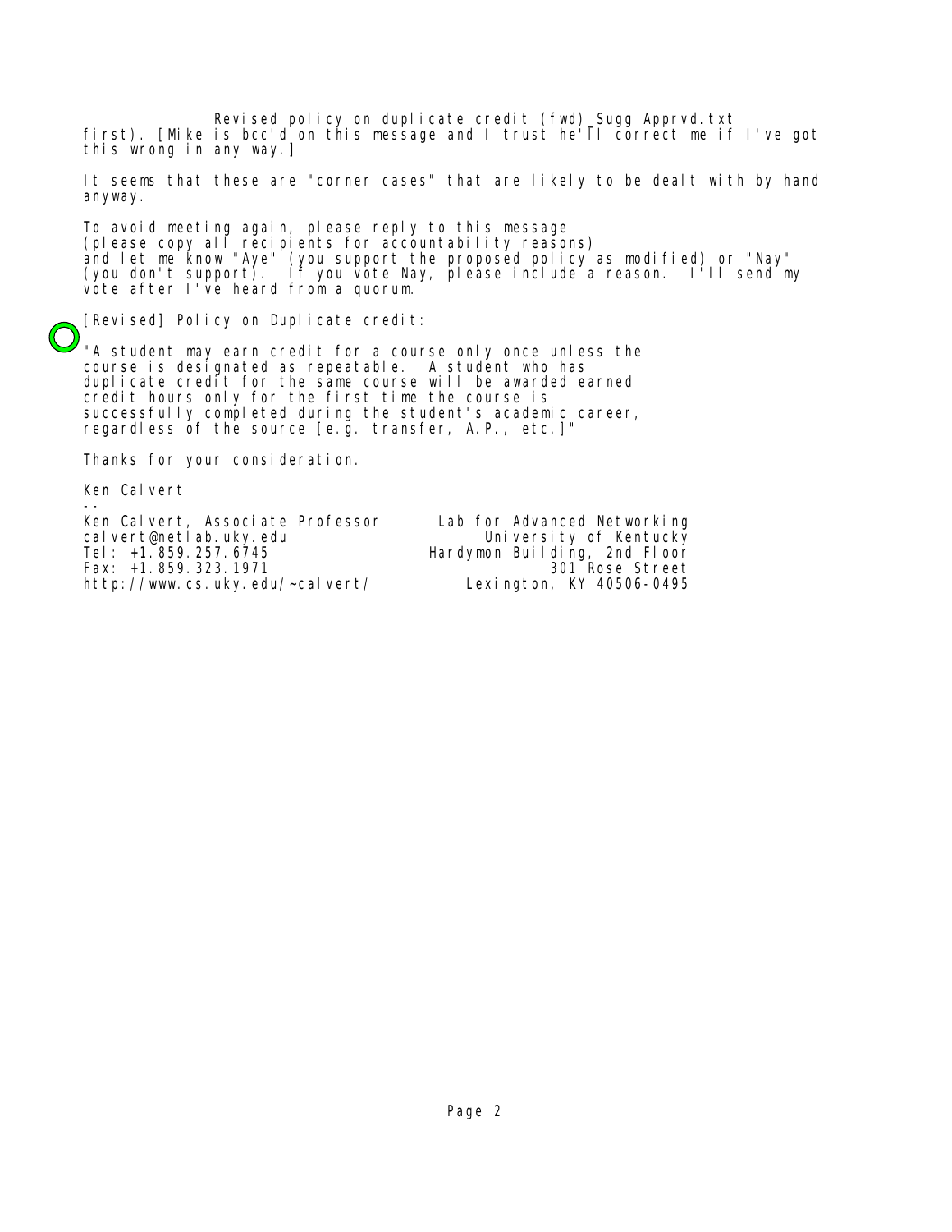first). [Mike is bcc'd on this message and I trust he'll correct me if I've got this wrong in any way.]

It seems that these are "corner cases" that are likely to be dealt with by hand anyway.

To avoid meeting again, please reply to this message
(please copy all recipients for accountability reasons)
and let me know "Aye" (you support the proposed policy as modified) or "Nay" (you don't support). If you vote Nay, please include a reason. I'll send my vote after I've heard from a quorum.

[Revised] Policy on Duplicate credit:

"A student may earn credit for a course only once unless the course is designated as repeatable. A student who has duplicate credit for the same course will be awarded earned credit hours only for the first time the course is successfully completed during the student's academic career, regardless of the source [e.g. transfer, A.P., etc.]"

Thanks for your consideration.

Ken Calvert

--

Ken Calvert, Associate Professor
calvert@netlab.uky.edu
Tel: +1.859.257.6745
Fax: +1.859.323.1971
http://www.cs.uky.edu/~calvert/

Lab for Advanced Networking
University of Kentucky
Hardymon Building, 2nd Floor
301 Rose Street
Lexington, KY 40506-0495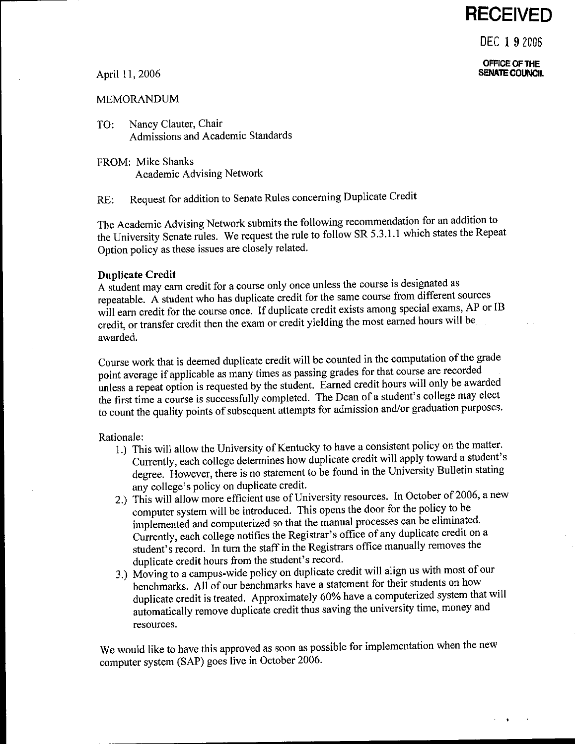**RECEIVED**

DEC 19 2006

OFFICE OF THE SENATE COUNCIL

April 11, 2006

MEMORANDUM

TO: Nancy Clauter, Chair
Admissions and Academic Standards

FROM: Mike Shanks
Academic Advising Network

RE: Request for addition to Senate Rules concerning Duplicate Credit

The Academic Advising Network submits the following recommendation for an addition to the University Senate rules. We request the rule to follow SR 5.3.1.1 which states the Repeat Option policy as these issues are closely related.

**Duplicate Credit**
A student may earn credit for a course only once unless the course is designated as repeatable. A student who has duplicate credit for the same course from different sources will earn credit for the course once. If duplicate credit exists among special exams, AP or IB credit, or transfer credit then the exam or credit yielding the most earned hours will be awarded.

Course work that is deemed duplicate credit will be counted in the computation of the grade point average if applicable as many times as passing grades for that course are recorded unless a repeat option is requested by the student. Earned credit hours will only be awarded the first time a course is successfully completed. The Dean of a student's college may elect to count the quality points of subsequent attempts for admission and/or graduation purposes.

Rationale:

1.) This will allow the University of Kentucky to have a consistent policy on the matter. Currently, each college determines how duplicate credit will apply toward a student's degree. However, there is no statement to be found in the University Bulletin stating any college's policy on duplicate credit.
2.) This will allow more efficient use of University resources. In October of 2006, a new computer system will be introduced. This opens the door for the policy to be implemented and computerized so that the manual processes can be eliminated. Currently, each college notifies the Registrar's office of any duplicate credit on a student's record. In turn the staff in the Registrars office manually removes the duplicate credit hours from the student's record.
3.) Moving to a campus-wide policy on duplicate credit will align us with most of our benchmarks. All of our benchmarks have a statement for their students on how duplicate credit is treated. Approximately 60% have a computerized system that will automatically remove duplicate credit thus saving the university time, money and resources.

We would like to have this approved as soon as possible for implementation when the new computer system (SAP) goes live in October 2006.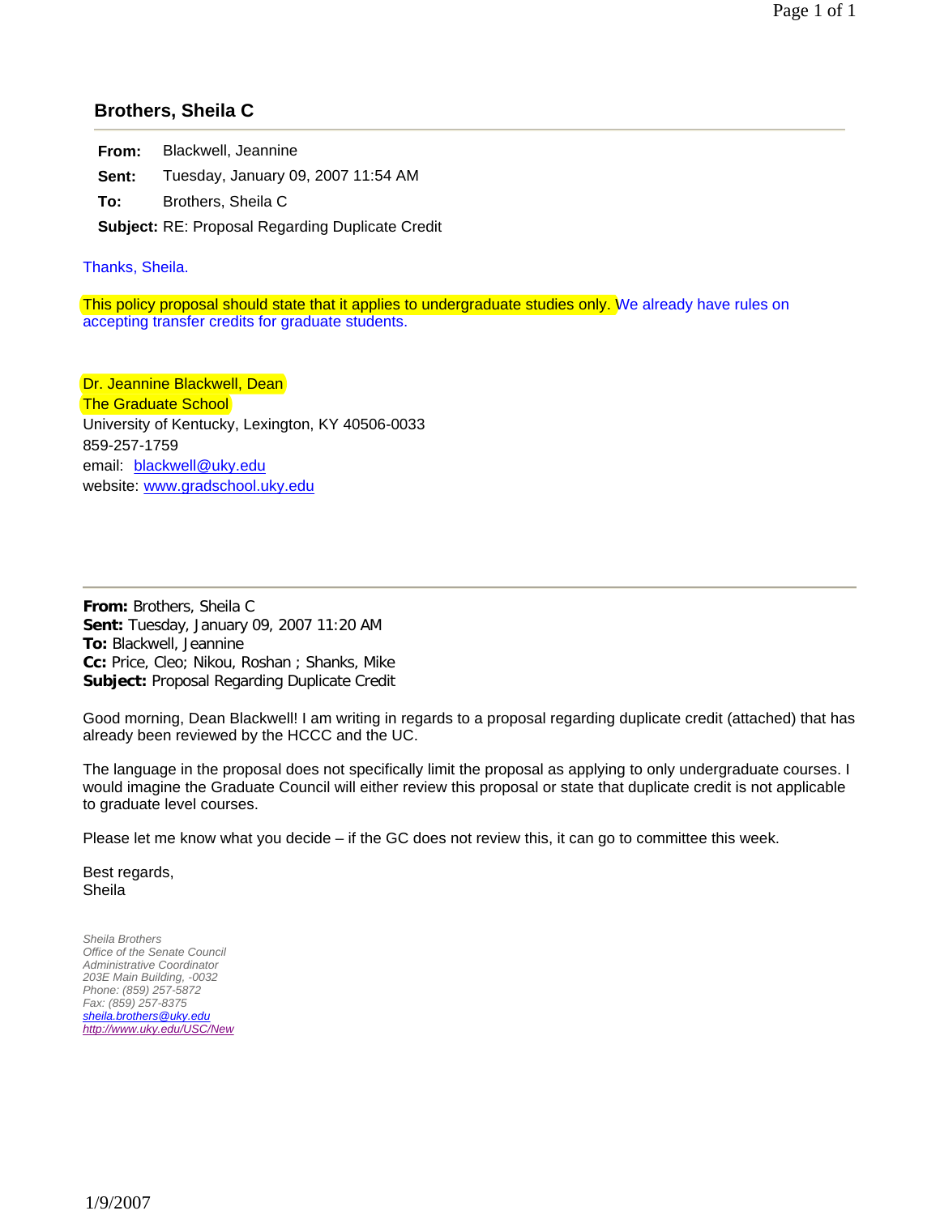## Brothers, Sheila C

**From:** Blackwell, Jeannine
**Sent:** Tuesday, January 09, 2007 11:54 AM
**To:** Brothers, Sheila C
**Subject:** RE: Proposal Regarding Duplicate Credit

Thanks, Sheila.

This policy proposal should state that it applies to undergraduate studies only. We already have rules on accepting transfer credits for graduate students.

Dr. Jeannine Blackwell, Dean
The Graduate School
University of Kentucky, Lexington, KY 40506-0033
859-257-1759
email: blackwell@uky.edu
website: www.gradschool.uky.edu

---

**From:** Brothers, Sheila C
**Sent:** Tuesday, January 09, 2007 11:20 AM
**To:** Blackwell, Jeannine
**Cc:** Price, Cleo; Nikou, Roshan ; Shanks, Mike
**Subject:** Proposal Regarding Duplicate Credit

Good morning, Dean Blackwell! I am writing in regards to a proposal regarding duplicate credit (attached) that has already been reviewed by the HCCC and the UC.

The language in the proposal does not specifically limit the proposal as applying to only undergraduate courses. I would imagine the Graduate Council will either review this proposal or state that duplicate credit is not applicable to graduate level courses.

Please let me know what you decide – if the GC does not review this, it can go to committee this week.

Best regards,
Sheila

*Sheila Brothers*
*Office of the Senate Council*
*Administrative Coordinator*
*203E Main Building, -0032*
*Phone: (859) 257-5872*
*Fax: (859) 257-8375*
*sheila.brothers@uky.edu*
*http://www.uky.edu/USC/New*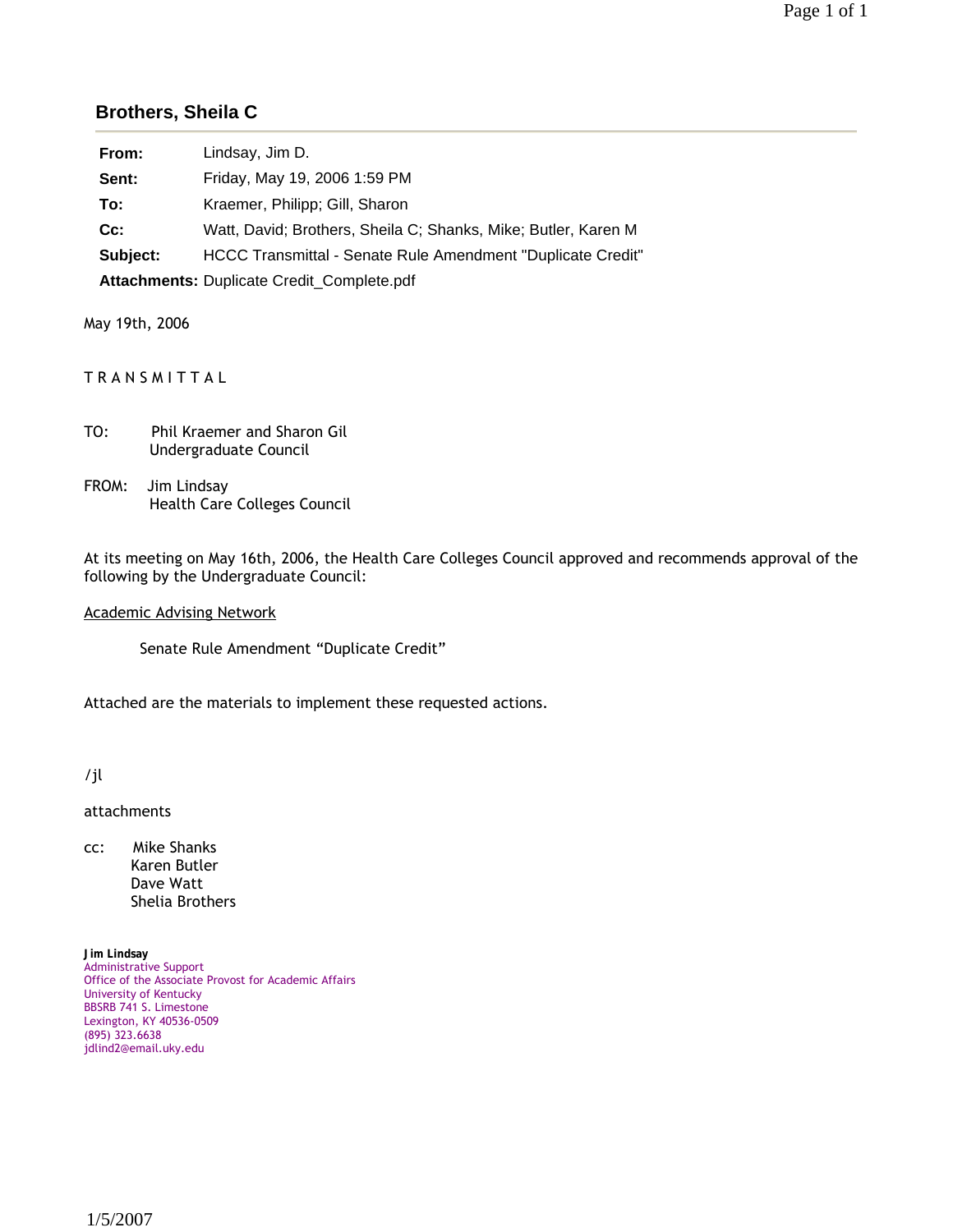## Brothers, Sheila C

| | |
|---|---|
| **From:** | Lindsay, Jim D. |
| **Sent:** | Friday, May 19, 2006 1:59 PM |
| **To:** | Kraemer, Philipp; Gill, Sharon |
| **Cc:** | Watt, David; Brothers, Sheila C; Shanks, Mike; Butler, Karen M |
| **Subject:** | HCCC Transmittal - Senate Rule Amendment "Duplicate Credit" |
| **Attachments:** | Duplicate Credit_Complete.pdf |

May 19th, 2006

T R A N S M I T T A L

TO: Phil Kraemer and Sharon Gil
Undergraduate Council

FROM: Jim Lindsay
Health Care Colleges Council

At its meeting on May 16th, 2006, the Health Care Colleges Council approved and recommends approval of the following by the Undergraduate Council:

<u>Academic Advising Network</u>

Senate Rule Amendment "Duplicate Credit"

Attached are the materials to implement these requested actions.

/jl

attachments

cc: Mike Shanks
Karen Butler
Dave Watt
Shelia Brothers

**Jim Lindsay**
Administrative Support
Office of the Associate Provost for Academic Affairs
University of Kentucky
BBSRB 741 S. Limestone
Lexington, KY 40536-0509
(895) 323.6638
jdlind2@email.uky.edu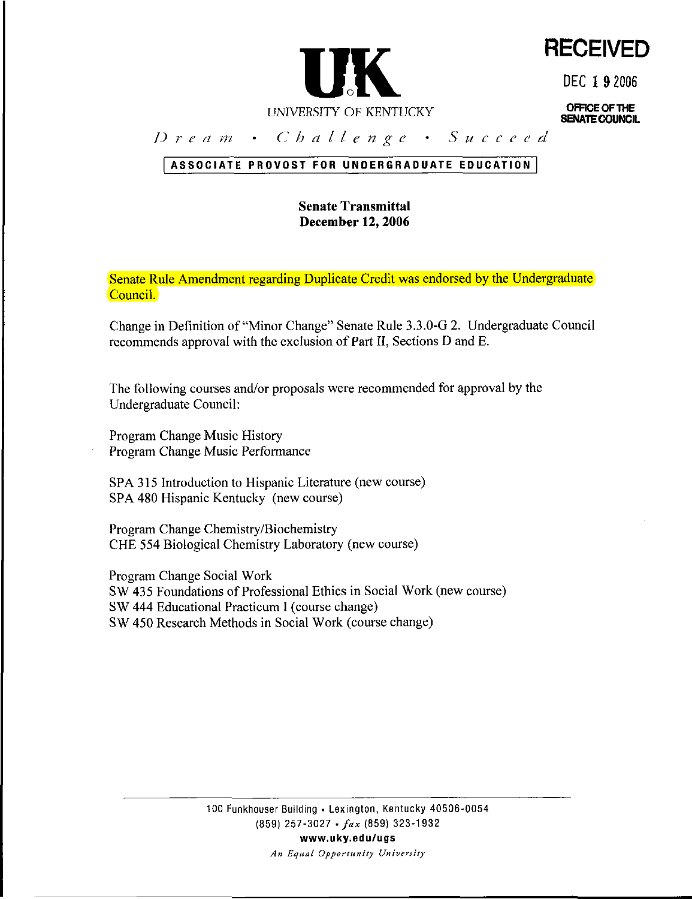UK

UNIVERSITY OF KENTUCKY

**RECEIVED**

DEC 1 9 2006

**OFFICE OF THE SENATE COUNCIL**

*Dream • Challenge • Succeed*

**ASSOCIATE PROVOST FOR UNDERGRADUATE EDUCATION**

**Senate Transmittal**
**December 12, 2006**

Senate Rule Amendment regarding Duplicate Credit was endorsed by the Undergraduate Council.

Change in Definition of "Minor Change" Senate Rule 3.3.0-G 2. Undergraduate Council recommends approval with the exclusion of Part II, Sections D and E.

The following courses and/or proposals were recommended for approval by the Undergraduate Council:

Program Change Music History
Program Change Music Performance

SPA 315 Introduction to Hispanic Literature (new course)
SPA 480 Hispanic Kentucky (new course)

Program Change Chemistry/Biochemistry
CHE 554 Biological Chemistry Laboratory (new course)

Program Change Social Work
SW 435 Foundations of Professional Ethics in Social Work (new course)
SW 444 Educational Practicum I (course change)
SW 450 Research Methods in Social Work (course change)

100 Funkhouser Building • Lexington, Kentucky 40506-0054
(859) 257-3027 • *fax* (859) 323-1932
**www.uky.edu/ugs**
*An Equal Opportunity University*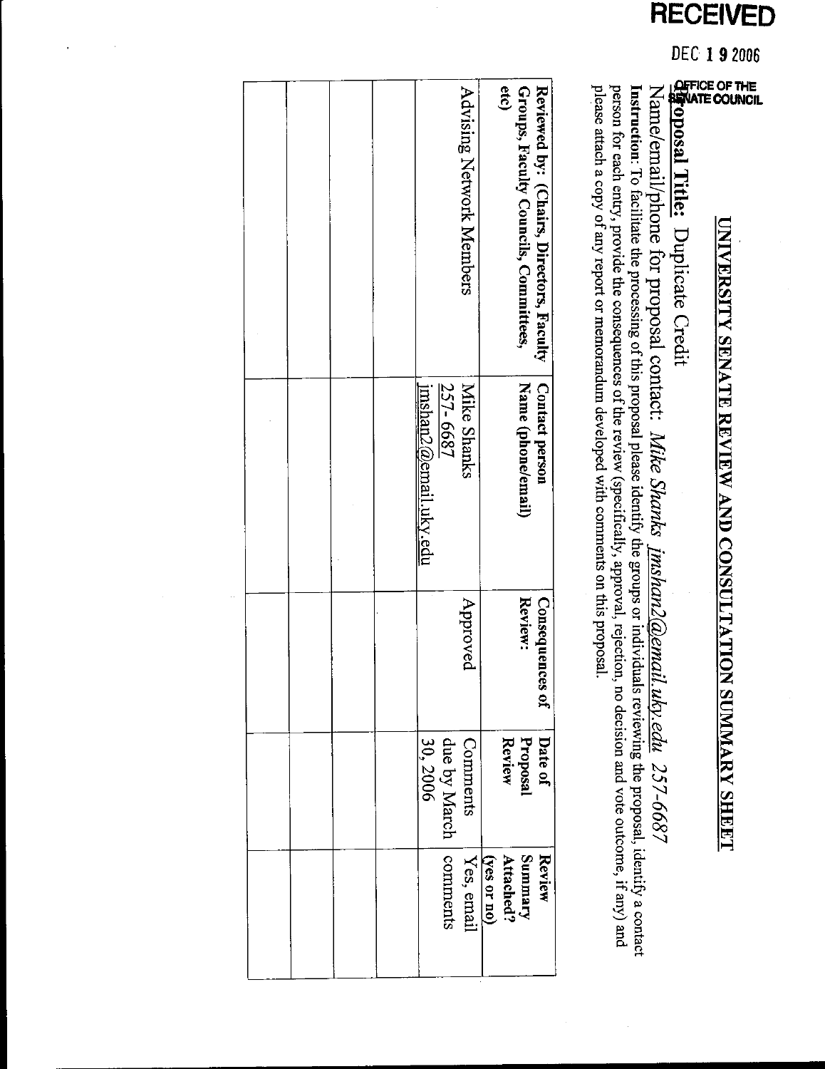RECEIVED

DEC 19 2006

OFFICE OF THE SENATE COUNCIL

# UNIVERSITY SENATE REVIEW AND CONSULTATION SUMMARY SHEET

**Proposal Title:** Duplicate Credit

Name/email/phone for proposal contact: *Mike Shanks jmshan2@email.uky.edu 257-6687*

**Instruction**: To facilitate the processing of this proposal please identify the groups or individuals reviewing the proposal, identify a contact person for each entry, provide the consequences of the review (specifically, approval, rejection, no decision and vote outcome, if any) and please attach a copy of any report or memorandum developed with comments on this proposal.

| **Reviewed by: (Chairs, Directors, Faculty Groups, Faculty Councils, Committees, etc)** | **Contact person Name (phone/email)** | **Consequences of Review:** | **Date of Proposal Review** | **Review Summary Attached? (yes or no)** |
|---|---|---|---|---|
| Advising Network Members | Mike Shanks 257-6687 jmshan2@email.uky.edu | Approved | Comments due by March 30, 2006 | Yes, email comments |
| | | | | |
| | | | | |
| | | | | |
| | | | | |
| | | | | |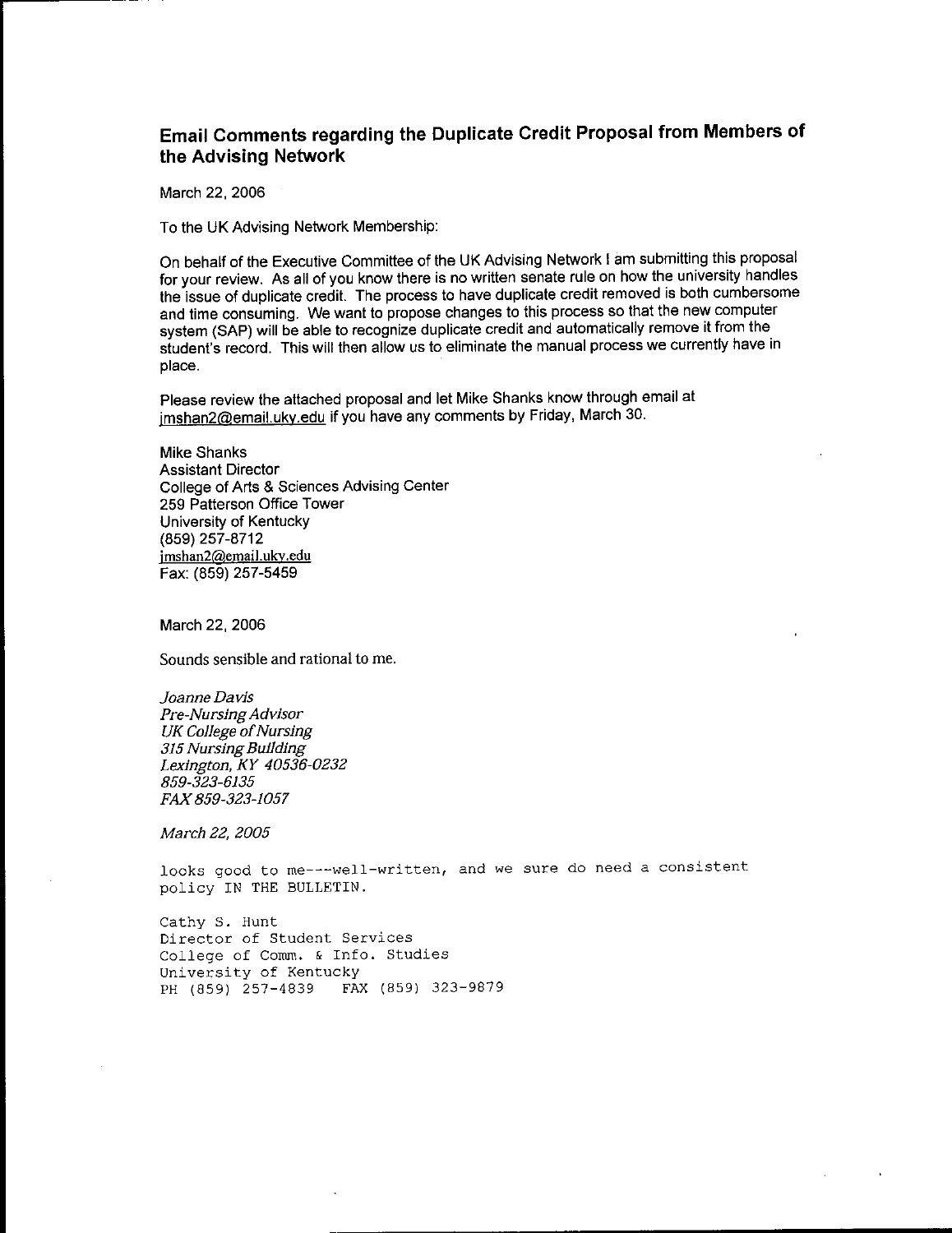## Email Comments regarding the Duplicate Credit Proposal from Members of the Advising Network

March 22, 2006

To the UK Advising Network Membership:

On behalf of the Executive Committee of the UK Advising Network I am submitting this proposal for your review. As all of you know there is no written senate rule on how the university handles the issue of duplicate credit. The process to have duplicate credit removed is both cumbersome and time consuming. We want to propose changes to this process so that the new computer system (SAP) will be able to recognize duplicate credit and automatically remove it from the student's record. This will then allow us to eliminate the manual process we currently have in place.

Please review the attached proposal and let Mike Shanks know through email at jmshan2@email.uky.edu if you have any comments by Friday, March 30.

Mike Shanks
Assistant Director
College of Arts & Sciences Advising Center
259 Patterson Office Tower
University of Kentucky
(859) 257-8712
jmshan2@email.uky.edu
Fax: (859) 257-5459

March 22, 2006

Sounds sensible and rational to me.

*Joanne Davis*
*Pre-Nursing Advisor*
*UK College of Nursing*
*315 Nursing Building*
*Lexington, KY 40536-0232*
*859-323-6135*
*FAX 859-323-1057*

*March 22, 2005*

looks good to me---well-written, and we sure do need a consistent policy IN THE BULLETIN.

Cathy S. Hunt
Director of Student Services
College of Comm. & Info. Studies
University of Kentucky
PH (859) 257-4839 FAX (859) 323-9879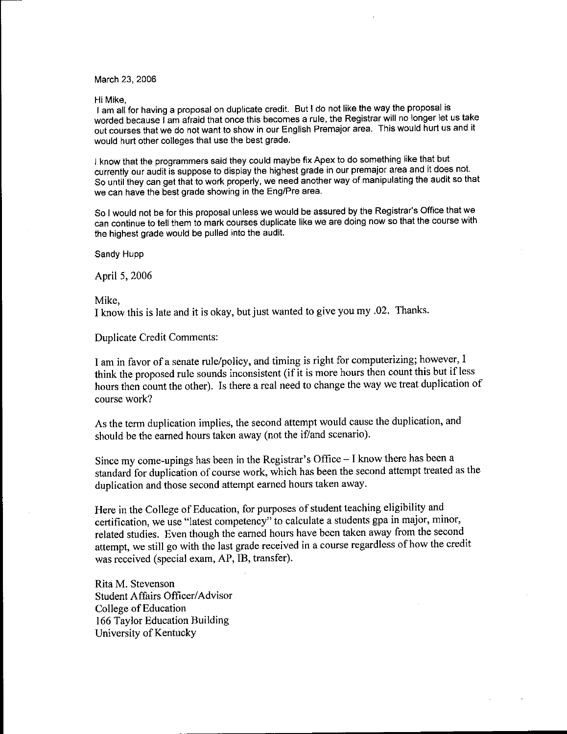March 23, 2006

Hi Mike,

I am all for having a proposal on duplicate credit. But I do not like the way the proposal is worded because I am afraid that once this becomes a rule, the Registrar will no longer let us take out courses that we do not want to show in our English Premajor area. This would hurt us and it would hurt other colleges that use the best grade.

I know that the programmers said they could maybe fix Apex to do something like that but currently our audit is suppose to display the highest grade in our premajor area and it does not. So until they can get that to work properly, we need another way of manipulating the audit so that we can have the best grade showing in the Eng/Pre area.

So I would not be for this proposal unless we would be assured by the Registrar's Office that we can continue to tell them to mark courses duplicate like we are doing now so that the course with the highest grade would be pulled into the audit.

Sandy Hupp

April 5, 2006

Mike,

I know this is late and it is okay, but just wanted to give you my .02. Thanks.

Duplicate Credit Comments:

I am in favor of a senate rule/policy, and timing is right for computerizing; however, I think the proposed rule sounds inconsistent (if it is more hours then count this but if less hours then count the other). Is there a real need to change the way we treat duplication of course work?

As the term duplication implies, the second attempt would cause the duplication, and should be the earned hours taken away (not the if/and scenario).

Since my come-upings has been in the Registrar's Office – I know there has been a standard for duplication of course work, which has been the second attempt treated as the duplication and those second attempt earned hours taken away.

Here in the College of Education, for purposes of student teaching eligibility and certification, we use "latest competency" to calculate a students gpa in major, minor, related studies. Even though the earned hours have been taken away from the second attempt, we still go with the last grade received in a course regardless of how the credit was received (special exam, AP, IB, transfer).

Rita M. Stevenson
Student Affairs Officer/Advisor
College of Education
166 Taylor Education Building
University of Kentucky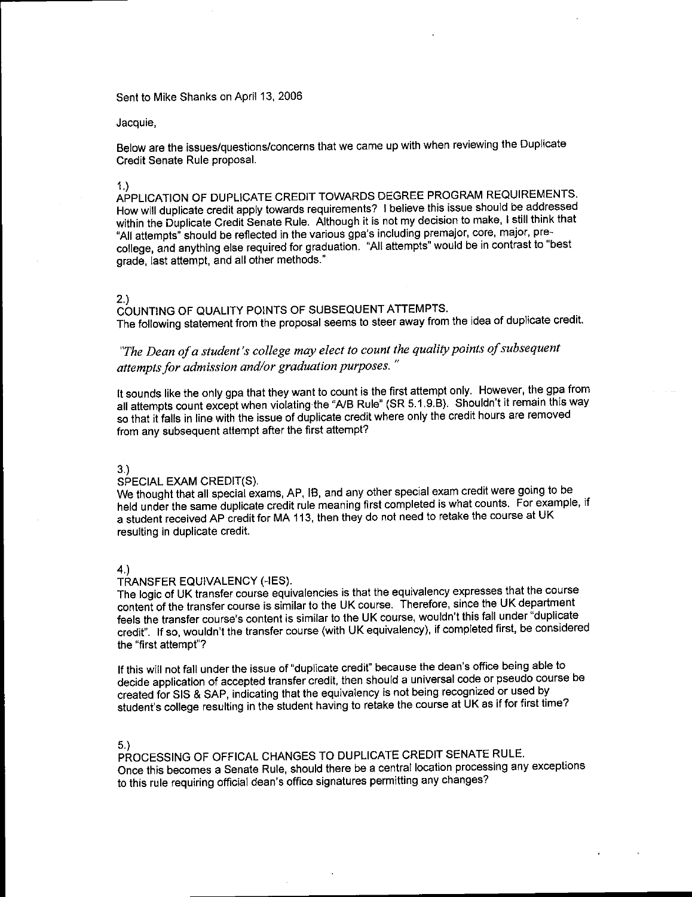Sent to Mike Shanks on April 13, 2006

Jacquie,

Below are the issues/questions/concerns that we came up with when reviewing the Duplicate Credit Senate Rule proposal.

1.)
APPLICATION OF DUPLICATE CREDIT TOWARDS DEGREE PROGRAM REQUIREMENTS.
How will duplicate credit apply towards requirements? I believe this issue should be addressed within the Duplicate Credit Senate Rule. Although it is not my decision to make, I still think that "All attempts" should be reflected in the various gpa's including premajor, core, major, pre-college, and anything else required for graduation. "All attempts" would be in contrast to "best grade, last attempt, and all other methods."

2.)
COUNTING OF QUALITY POINTS OF SUBSEQUENT ATTEMPTS.
The following statement from the proposal seems to steer away from the idea of duplicate credit.

*"The Dean of a student's college may elect to count the quality points of subsequent attempts for admission and/or graduation purposes."*

It sounds like the only gpa that they want to count is the first attempt only. However, the gpa from all attempts count except when violating the "A/B Rule" (SR 5.1.9.B). Shouldn't it remain this way so that it falls in line with the issue of duplicate credit where only the credit hours are removed from any subsequent attempt after the first attempt?

3.)
SPECIAL EXAM CREDIT(S).
We thought that all special exams, AP, IB, and any other special exam credit were going to be held under the same duplicate credit rule meaning first completed is what counts. For example, if a student received AP credit for MA 113, then they do not need to retake the course at UK resulting in duplicate credit.

4.)
TRANSFER EQUIVALENCY (-IES).
The logic of UK transfer course equivalencies is that the equivalency expresses that the course content of the transfer course is similar to the UK course. Therefore, since the UK department feels the transfer course's content is similar to the UK course, wouldn't this fall under "duplicate credit". If so, wouldn't the transfer course (with UK equivalency), if completed first, be considered the "first attempt"?

If this will not fall under the issue of "duplicate credit" because the dean's office being able to decide application of accepted transfer credit, then should a universal code or pseudo course be created for SIS & SAP, indicating that the equivalency is not being recognized or used by student's college resulting in the student having to retake the course at UK as if for first time?

5.)
PROCESSING OF OFFICAL CHANGES TO DUPLICATE CREDIT SENATE RULE.
Once this becomes a Senate Rule, should there be a central location processing any exceptions to this rule requiring official dean's office signatures permitting any changes?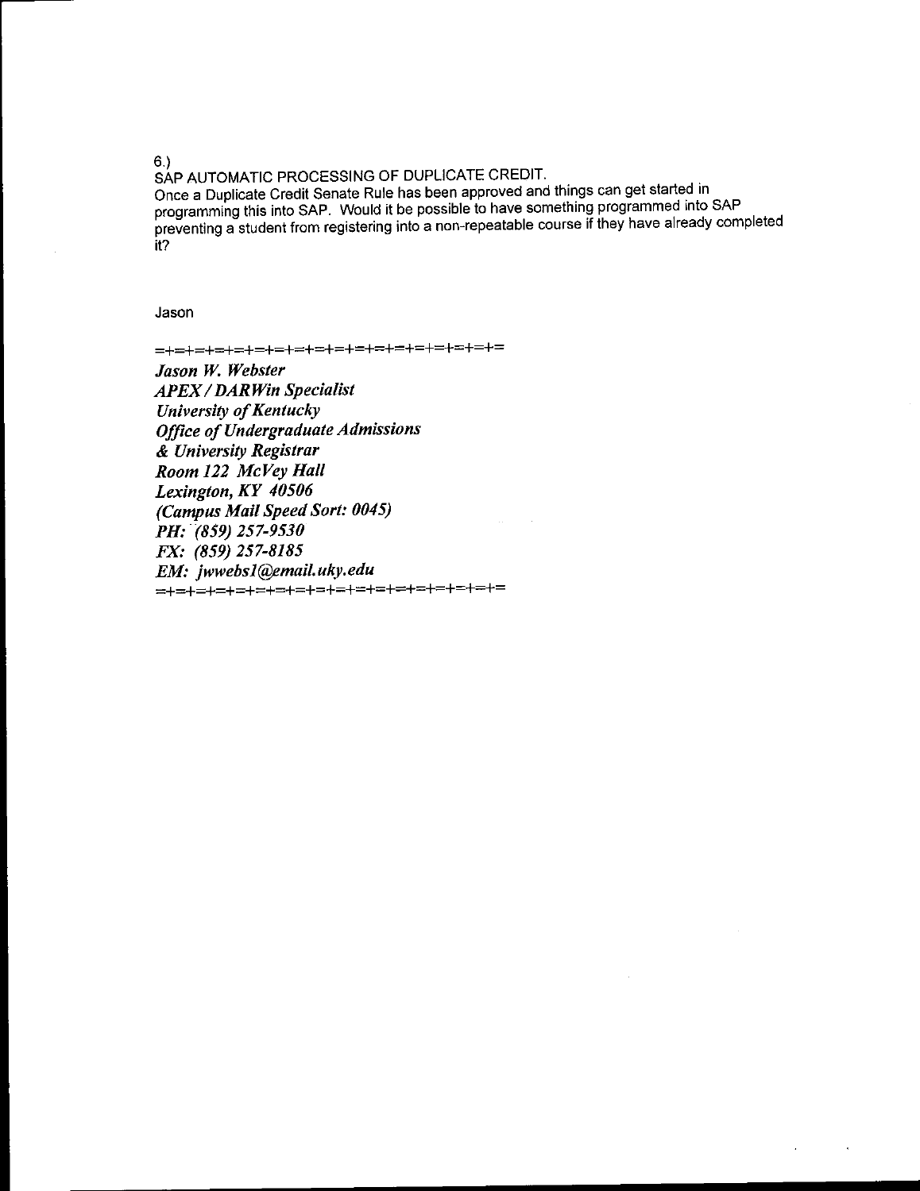6.)

SAP AUTOMATIC PROCESSING OF DUPLICATE CREDIT.

Once a Duplicate Credit Senate Rule has been approved and things can get started in programming this into SAP. Would it be possible to have something programmed into SAP preventing a student from registering into a non-repeatable course if they have already completed it?

Jason

=+=+=+=+=+=+=+=+=+=+=+=+=+=+=+=+=+=+=+=+=+=

***Jason W. Webster***
***APEX / DARWin Specialist***
***University of Kentucky***
***Office of Undergraduate Admissions***
***& University Registrar***
***Room 122 McVey Hall***
***Lexington, KY 40506***
***(Campus Mail Speed Sort: 0045)***
***PH: (859) 257-9530***
***FX: (859) 257-8185***
***EM: jwwebs1@email.uky.edu***

=+=+=+=+=+=+=+=+=+=+=+=+=+=+=+=+=+=+=+=+=+=